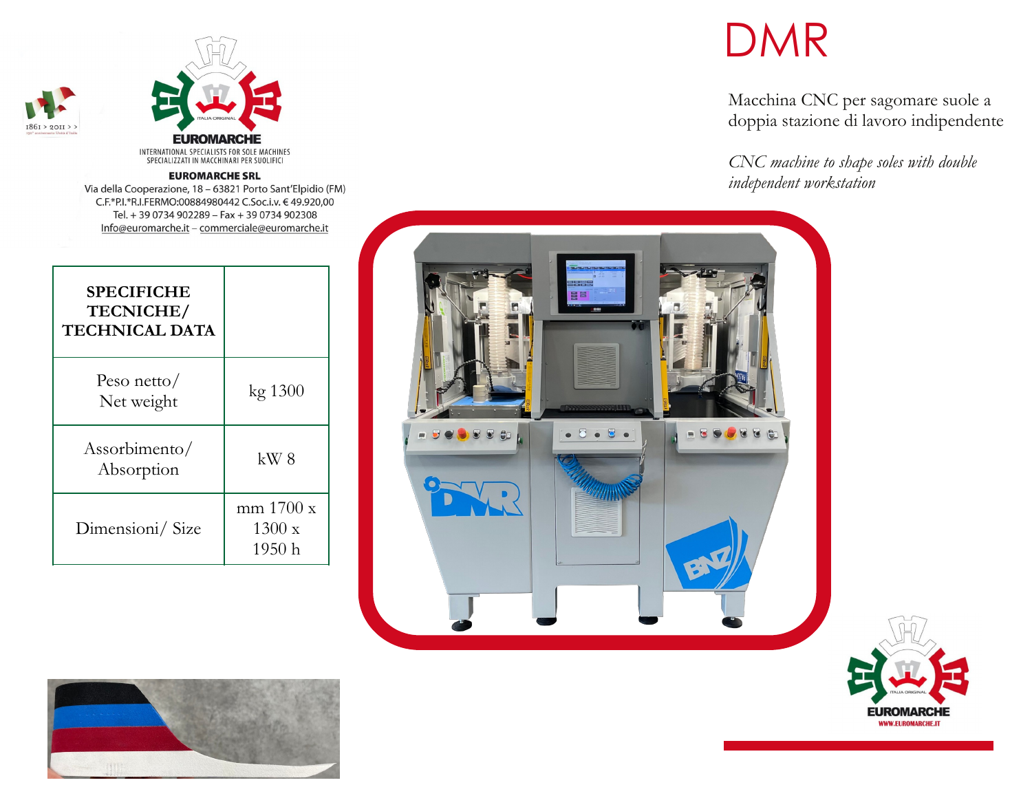EUROMARCHE

INTERNATIONAL SPECIALISTS FOR SOLE MACHINES
SPECIALIZZATI IN MACCHINARI PER SUOLIFICI

**EUROMARCHE SRL**
Via della Cooperazione, 18 – 63821 Porto Sant'Elpidio (FM)
C.F.*P.I.*R.I.FERMO:00884980442 C.Soc.i.v. € 49.920,00
Tel. + 39 0734 902289 – Fax + 39 0734 902308
Info@euromarche.it – commerciale@euromarche.it

# DMR

Macchina CNC per sagomare suole a doppia stazione di lavoro indipendente

*CNC machine to shape soles with double independent workstation*

| SPECIFICHE TECNICHE/ TECHNICAL DATA | |
|---|---|
| Peso netto/ Net weight | kg 1300 |
| Assorbimento/ Absorption | kW 8 |
| Dimensioni/ Size | mm 1700 x 1300 x 1950 h |

EUROMARCHE
WWW.EUROMARCHE.IT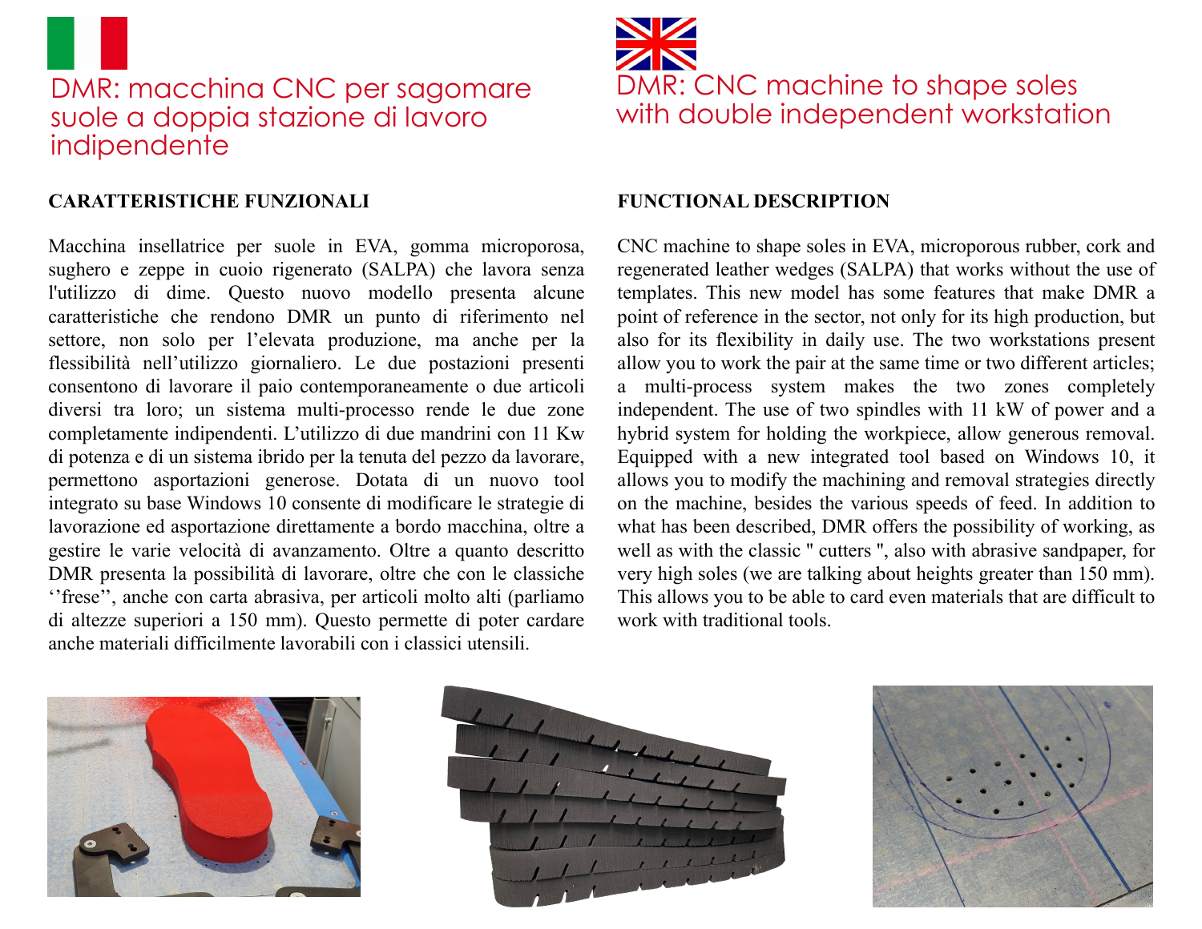# DMR: macchina CNC per sagomare suole a doppia stazione di lavoro indipendente

## CARATTERISTICHE FUNZIONALI

Macchina insellatrice per suole in EVA, gomma microporosa, sughero e zeppe in cuoio rigenerato (SALPA) che lavora senza l'utilizzo di dime. Questo nuovo modello presenta alcune caratteristiche che rendono DMR un punto di riferimento nel settore, non solo per l'elevata produzione, ma anche per la flessibilità nell'utilizzo giornaliero. Le due postazioni presenti consentono di lavorare il paio contemporaneamente o due articoli diversi tra loro; un sistema multi-processo rende le due zone completamente indipendenti. L'utilizzo di due mandrini con 11 Kw di potenza e di un sistema ibrido per la tenuta del pezzo da lavorare, permettono asportazioni generose. Dotata di un nuovo tool integrato su base Windows 10 consente di modificare le strategie di lavorazione ed asportazione direttamente a bordo macchina, oltre a gestire le varie velocità di avanzamento. Oltre a quanto descritto DMR presenta la possibilità di lavorare, oltre che con le classiche ''frese'', anche con carta abrasiva, per articoli molto alti (parliamo di altezze superiori a 150 mm). Questo permette di poter cardare anche materiali difficilmente lavorabili con i classici utensili.

# DMR: CNC machine to shape soles with double independent workstation

## FUNCTIONAL DESCRIPTION

CNC machine to shape soles in EVA, microporous rubber, cork and regenerated leather wedges (SALPA) that works without the use of templates. This new model has some features that make DMR a point of reference in the sector, not only for its high production, but also for its flexibility in daily use. The two workstations present allow you to work the pair at the same time or two different articles; a multi-process system makes the two zones completely independent. The use of two spindles with 11 kW of power and a hybrid system for holding the workpiece, allow generous removal. Equipped with a new integrated tool based on Windows 10, it allows you to modify the machining and removal strategies directly on the machine, besides the various speeds of feed. In addition to what has been described, DMR offers the possibility of working, as well as with the classic " cutters ", also with abrasive sandpaper, for very high soles (we are talking about heights greater than 150 mm). This allows you to be able to card even materials that are difficult to work with traditional tools.